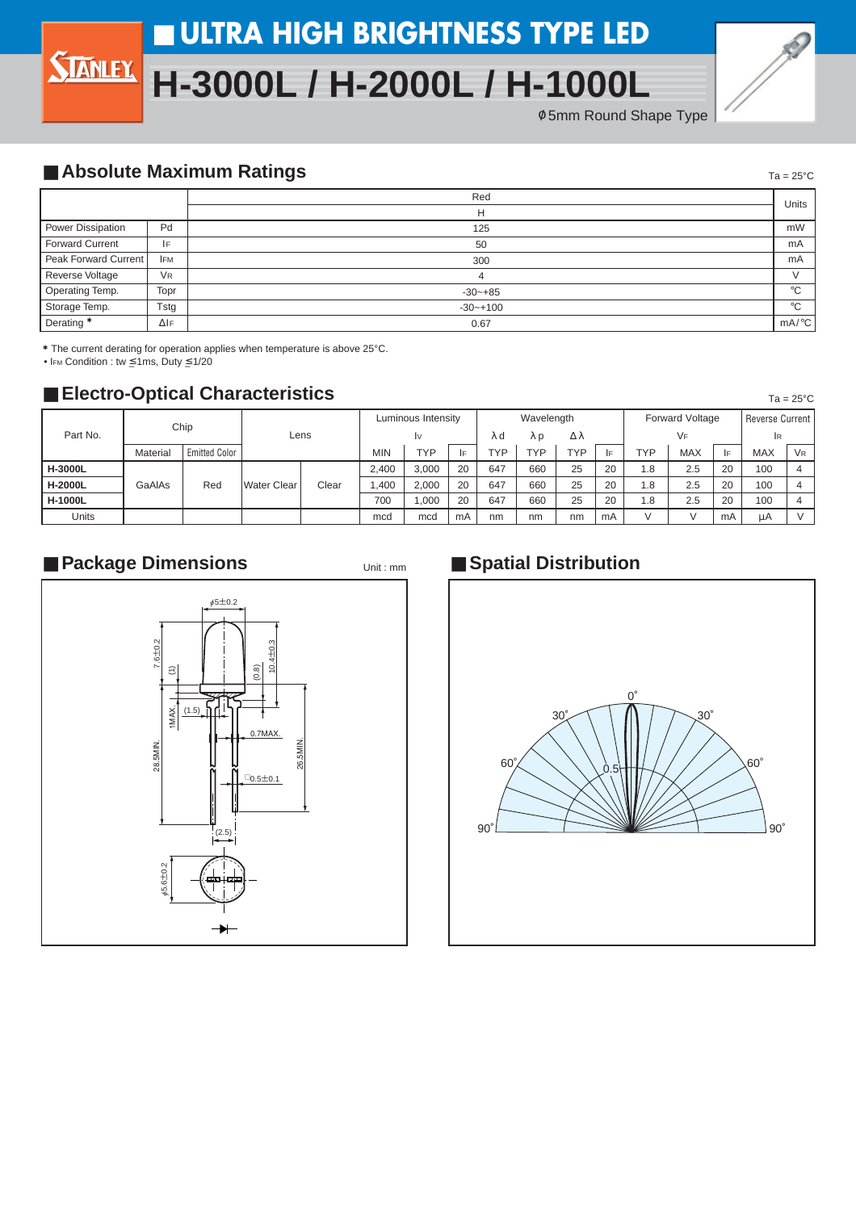# ULTRA HIGH BRIGHTNESS TYPE LED

# H-3000L / H-2000L / H-1000L

ϕ5mm Round Shape Type

## Absolute Maximum Ratings

Ta = 25°C

| | | Red | Units |
|---|---|---|---|
| | | H | |
| Power Dissipation | Pd | 125 | mW |
| Forward Current | $I_F$ | 50 | mA |
| Peak Forward Current | $I_{FM}$ | 300 | mA |
| Reverse Voltage | $V_R$ | 4 | V |
| Operating Temp. | Topr | -30~+85 | °C |
| Storage Temp. | Tstg | -30~+100 | °C |
| Derating * | $\Delta I_F$ | 0.67 | mA/°C |

* The current derating for operation applies when temperature is above 25°C.
• $I_{FM}$ Condition : tw ≦1ms, Duty ≦1/20

## Electro-Optical Characteristics

Ta = 25°C

| Part No. | Chip | | Lens | | Luminous Intensity | | | Wavelength | | | | Forward Voltage | | | Reverse Current | |
|---|---|---|---|---|---|---|---|---|---|---|---|---|---|---|---|---|
| | | | | | $I_V$ | | | λd | λp | Δλ | | $V_F$ | | | $I_R$ | |
| | Material | Emitted Color | | | MIN | TYP | $I_F$ | TYP | TYP | TYP | $I_F$ | TYP | MAX | $I_F$ | MAX | $V_R$ |
| **H-3000L** | GaAlAs | Red | Water Clear | Clear | 2,400 | 3,000 | 20 | 647 | 660 | 25 | 20 | 1.8 | 2.5 | 20 | 100 | 4 |
| **H-2000L** | | | | | 1,400 | 2,000 | 20 | 647 | 660 | 25 | 20 | 1.8 | 2.5 | 20 | 100 | 4 |
| **H-1000L** | | | | | 700 | 1,000 | 20 | 647 | 660 | 25 | 20 | 1.8 | 2.5 | 20 | 100 | 4 |
| Units | | | | | mcd | mcd | mA | nm | nm | nm | mA | V | V | mA | μA | V |

## Package Dimensions

Unit : mm

## Spatial Distribution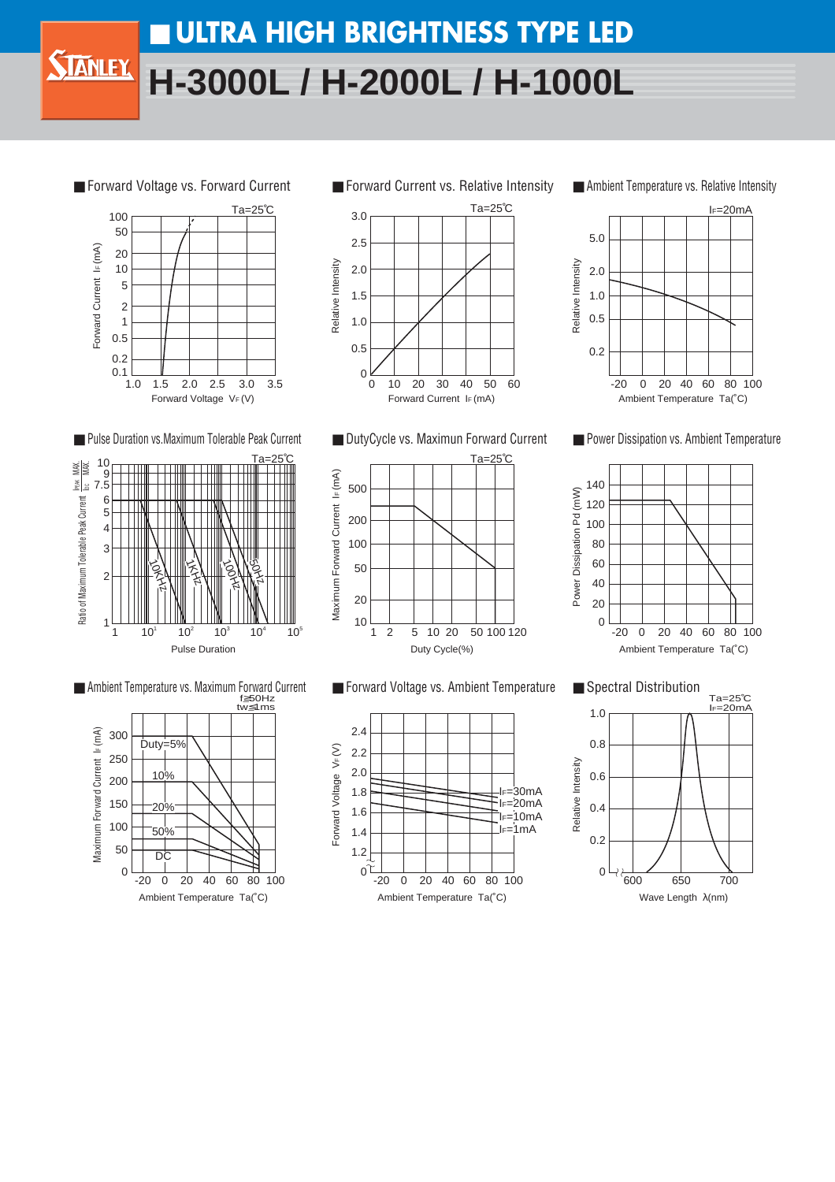# ULTRA HIGH BRIGHTNESS TYPE LED

# H-3000L / H-2000L / H-1000L

## Forward Voltage vs. Forward Current

Ta=25℃

Forward Current $I_F$ (mA)

100
50
20
10
5
2
1
0.5
0.2
0.1

1.0 1.5 2.0 2.5 3.0 3.5

Forward Voltage $V_F$ (V)

## Forward Current vs. Relative Intensity

Ta=25℃

Relative Intensity

3.0
2.5
2.0
1.5
1.0
0.5
0

0 10 20 30 40 50 60

Forward Current $I_F$ (mA)

## Ambient Temperature vs. Relative Intensity

$I_F$=20mA

Relative Intensity

5.0
2.0
1.0
0.5
0.2

-20 0 20 40 60 80 100

Ambient Temperature Ta(˚C)

## Pulse Duration vs.Maximum Tolerable Peak Current

Ta=25℃

Ratio of Maximum Tolerable Peak Current $\frac{I_{FRM}\ MAX.}{I_{FC}\ MAX.}$

10
9
7.5
6
5
4
3
2
1

10KHz
1KHz
100Hz
50Hz

1 $10^1$ $10^2$ $10^3$ $10^4$ $10^5$

Pulse Duration

## DutyCycle vs. Maximun Forward Current

Ta=25℃

Maximum Forward Current $I_F$ (mA)

500
200
100
50
20
10

1 2 5 10 20 50 100 120

Duty Cycle(%)

## Power Dissipation vs. Ambient Temperature

Power Dissipation Pd (mW)

140
120
100
80
60
40
20
0

-20 0 20 40 60 80 100

Ambient Temperature Ta(˚C)

## Ambient Temperature vs. Maximum Forward Current

f≧50Hz
tw≦1ms

Maximum Forward Current $I_F$ (mA)

300
250
200
150
100
50
0

Duty=5%
10%
20%
50%
DC

-20 0 20 40 60 80 100

Ambient Temperature Ta(˚C)

## Forward Voltage vs. Ambient Temperature

Forward Voltage $V_F$ (V)

2.4
2.2
2.0
1.8
1.6
1.4
1.2
0

$I_F$=30mA
$I_F$=20mA
$I_F$=10mA
$I_F$=1mA

-20 0 20 40 60 80 100

Ambient Temperature Ta(˚C)

## Spectral Distribution

Ta=25℃
$I_F$=20mA

Relative Intensity

1.0
0.8
0.6
0.4
0.2
0

600 650 700

Wave Length λ(nm)